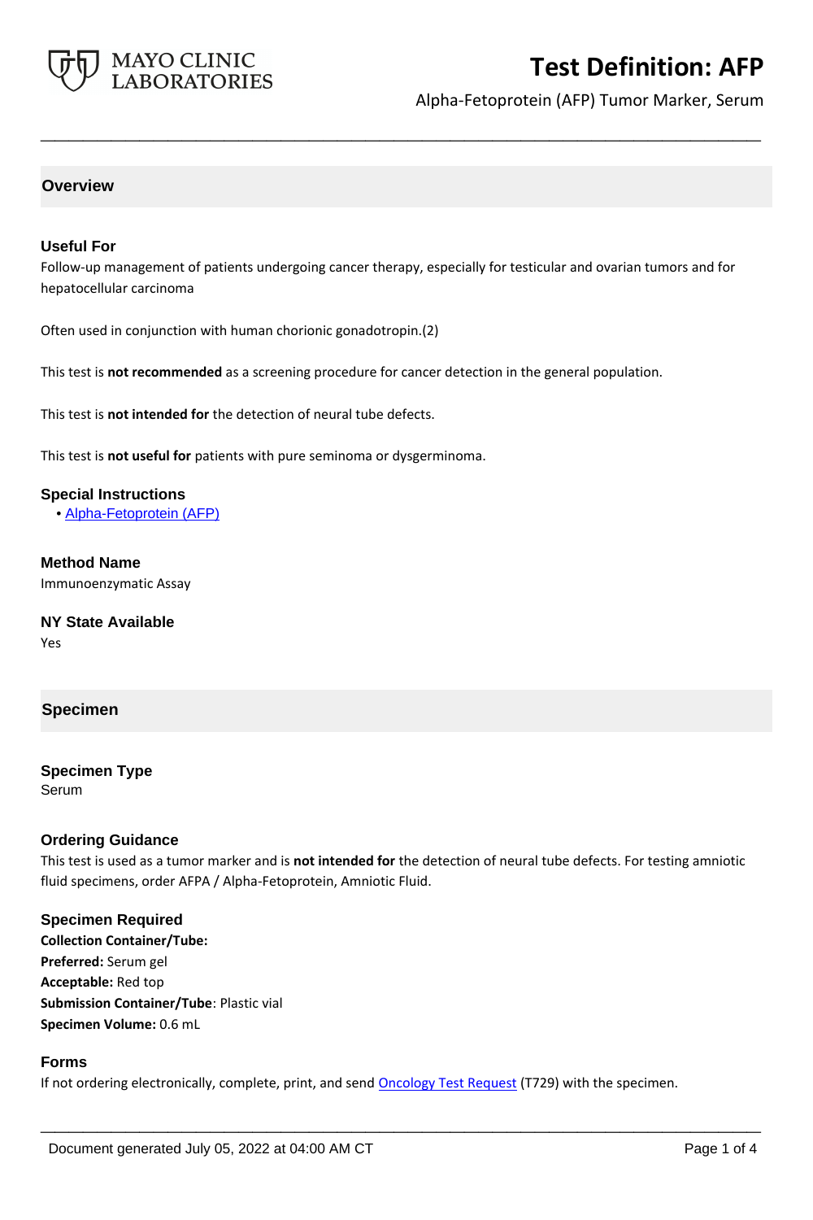# Test Definition: AFP

Alpha-Fetoprotein (AFP) Tumor Marker, Serum

## Overview

### Useful For

Follow-up management of patients undergoing cancer therapy, especially for testicular and ovarian tumors and for hepatocellular carcinoma

Often used in conjunction with human chorionic gonadotropin.(2)

This test is **not recommended** as a screening procedure for cancer detection in the general population.

This test is **not intended for** the detection of neural tube defects.

This test is **not useful for** patients with pure seminoma or dysgerminoma.

### Special Instructions

- Alpha-Fetoprotein (AFP)

### Method Name

Immunoenzymatic Assay

### NY State Available

Yes

## Specimen

### Specimen Type

Serum

### Ordering Guidance

This test is used as a tumor marker and is **not intended for** the detection of neural tube defects. For testing amniotic fluid specimens, order AFPA / Alpha-Fetoprotein, Amniotic Fluid.

### Specimen Required

**Collection Container/Tube:**
**Preferred:** Serum gel
**Acceptable:** Red top
**Submission Container/Tube**: Plastic vial
**Specimen Volume:** 0.6 mL

### Forms

If not ordering electronically, complete, print, and send Oncology Test Request (T729) with the specimen.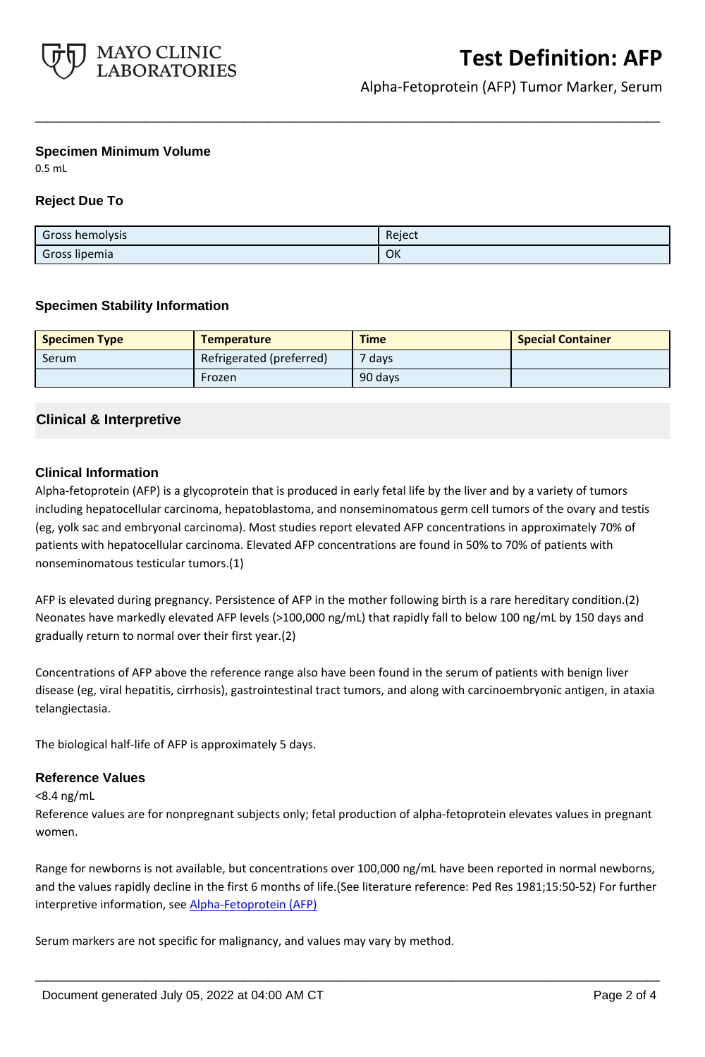### Specimen Minimum Volume

0.5 mL

### Reject Due To

| | |
|---|---|
| Gross hemolysis | Reject |
| Gross lipemia | OK |

### Specimen Stability Information

| Specimen Type | Temperature | Time | Special Container |
|---|---|---|---|
| Serum | Refrigerated (preferred) | 7 days | |
| | Frozen | 90 days | |

## Clinical & Interpretive

### Clinical Information

Alpha-fetoprotein (AFP) is a glycoprotein that is produced in early fetal life by the liver and by a variety of tumors including hepatocellular carcinoma, hepatoblastoma, and nonseminomatous germ cell tumors of the ovary and testis (eg, yolk sac and embryonal carcinoma). Most studies report elevated AFP concentrations in approximately 70% of patients with hepatocellular carcinoma. Elevated AFP concentrations are found in 50% to 70% of patients with nonseminomatous testicular tumors.(1)

AFP is elevated during pregnancy. Persistence of AFP in the mother following birth is a rare hereditary condition.(2) Neonates have markedly elevated AFP levels (>100,000 ng/mL) that rapidly fall to below 100 ng/mL by 150 days and gradually return to normal over their first year.(2)

Concentrations of AFP above the reference range also have been found in the serum of patients with benign liver disease (eg, viral hepatitis, cirrhosis), gastrointestinal tract tumors, and along with carcinoembryonic antigen, in ataxia telangiectasia.

The biological half-life of AFP is approximately 5 days.

### Reference Values

<8.4 ng/mL

Reference values are for nonpregnant subjects only; fetal production of alpha-fetoprotein elevates values in pregnant women.

Range for newborns is not available, but concentrations over 100,000 ng/mL have been reported in normal newborns, and the values rapidly decline in the first 6 months of life.(See literature reference: Ped Res 1981;15:50-52) For further interpretive information, see Alpha-Fetoprotein (AFP)

Serum markers are not specific for malignancy, and values may vary by method.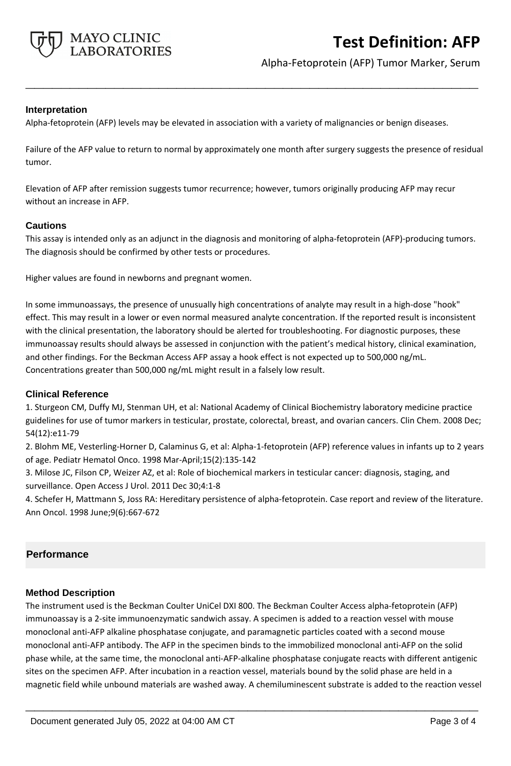### Interpretation

Alpha-fetoprotein (AFP) levels may be elevated in association with a variety of malignancies or benign diseases.

Failure of the AFP value to return to normal by approximately one month after surgery suggests the presence of residual tumor.

Elevation of AFP after remission suggests tumor recurrence; however, tumors originally producing AFP may recur without an increase in AFP.

### Cautions

This assay is intended only as an adjunct in the diagnosis and monitoring of alpha-fetoprotein (AFP)-producing tumors. The diagnosis should be confirmed by other tests or procedures.

Higher values are found in newborns and pregnant women.

In some immunoassays, the presence of unusually high concentrations of analyte may result in a high-dose "hook" effect. This may result in a lower or even normal measured analyte concentration. If the reported result is inconsistent with the clinical presentation, the laboratory should be alerted for troubleshooting. For diagnostic purposes, these immunoassay results should always be assessed in conjunction with the patient's medical history, clinical examination, and other findings. For the Beckman Access AFP assay a hook effect is not expected up to 500,000 ng/mL. Concentrations greater than 500,000 ng/mL might result in a falsely low result.

### Clinical Reference

1. Sturgeon CM, Duffy MJ, Stenman UH, et al: National Academy of Clinical Biochemistry laboratory medicine practice guidelines for use of tumor markers in testicular, prostate, colorectal, breast, and ovarian cancers. Clin Chem. 2008 Dec; 54(12):e11-79
2. Blohm ME, Vesterling-Horner D, Calaminus G, et al: Alpha-1-fetoprotein (AFP) reference values in infants up to 2 years of age. Pediatr Hematol Onco. 1998 Mar-April;15(2):135-142
3. Milose JC, Filson CP, Weizer AZ, et al: Role of biochemical markers in testicular cancer: diagnosis, staging, and surveillance. Open Access J Urol. 2011 Dec 30;4:1-8
4. Schefer H, Mattmann S, Joss RA: Hereditary persistence of alpha-fetoprotein. Case report and review of the literature. Ann Oncol. 1998 June;9(6):667-672

## Performance

### Method Description

The instrument used is the Beckman Coulter UniCel DXI 800. The Beckman Coulter Access alpha-fetoprotein (AFP) immunoassay is a 2-site immunoenzymatic sandwich assay. A specimen is added to a reaction vessel with mouse monoclonal anti-AFP alkaline phosphatase conjugate, and paramagnetic particles coated with a second mouse monoclonal anti-AFP antibody. The AFP in the specimen binds to the immobilized monoclonal anti-AFP on the solid phase while, at the same time, the monoclonal anti-AFP-alkaline phosphatase conjugate reacts with different antigenic sites on the specimen AFP. After incubation in a reaction vessel, materials bound by the solid phase are held in a magnetic field while unbound materials are washed away. A chemiluminescent substrate is added to the reaction vessel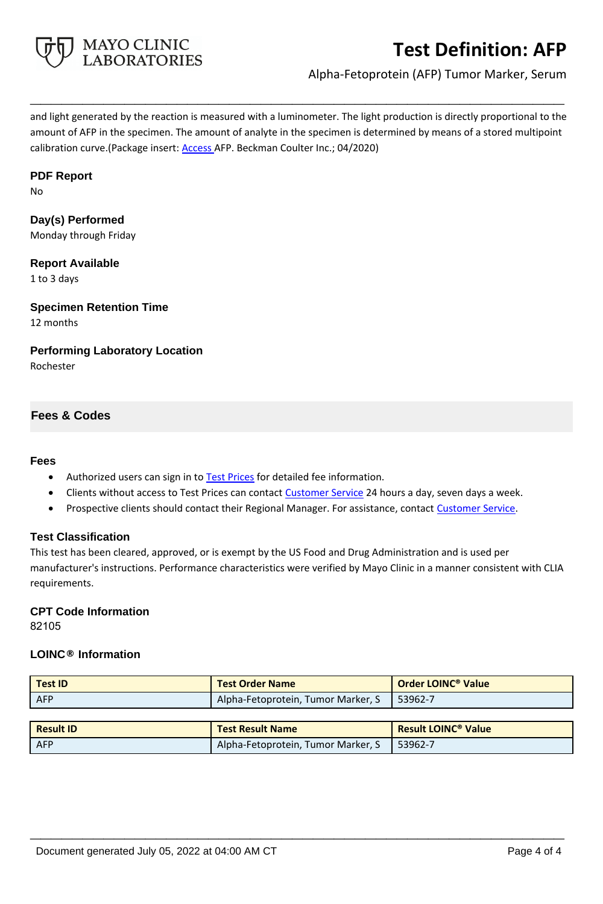and light generated by the reaction is measured with a luminometer. The light production is directly proportional to the amount of AFP in the specimen. The amount of analyte in the specimen is determined by means of a stored multipoint calibration curve.(Package insert: Access AFP. Beckman Coulter Inc.; 04/2020)

**PDF Report**
No

**Day(s) Performed**
Monday through Friday

**Report Available**
1 to 3 days

**Specimen Retention Time**
12 months

**Performing Laboratory Location**
Rochester

## Fees & Codes

**Fees**

- Authorized users can sign in to Test Prices for detailed fee information.
- Clients without access to Test Prices can contact Customer Service 24 hours a day, seven days a week.
- Prospective clients should contact their Regional Manager. For assistance, contact Customer Service.

**Test Classification**
This test has been cleared, approved, or is exempt by the US Food and Drug Administration and is used per manufacturer's instructions. Performance characteristics were verified by Mayo Clinic in a manner consistent with CLIA requirements.

**CPT Code Information**
82105

**LOINC® Information**

| Test ID | Test Order Name | Order LOINC® Value |
|---|---|---|
| AFP | Alpha-Fetoprotein, Tumor Marker, S | 53962-7 |

| Result ID | Test Result Name | Result LOINC® Value |
|---|---|---|
| AFP | Alpha-Fetoprotein, Tumor Marker, S | 53962-7 |

Document generated July 05, 2022 at 04:00 AM CT